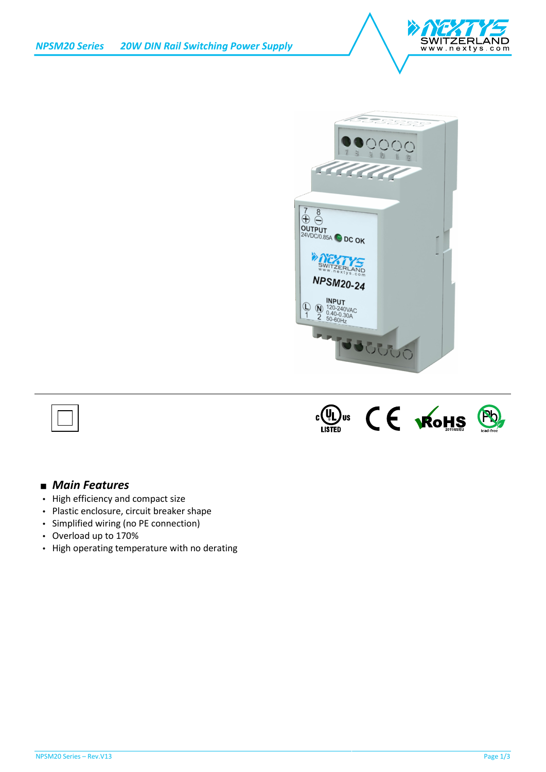# NPSM20 Series 20W DIN Rail Switching Power Supply

## Main Features

- High efficiency and compact size
- Plastic enclosure, circuit breaker shape
- Simplified wiring (no PE connection)
- Overload up to 170%
- High operating temperature with no derating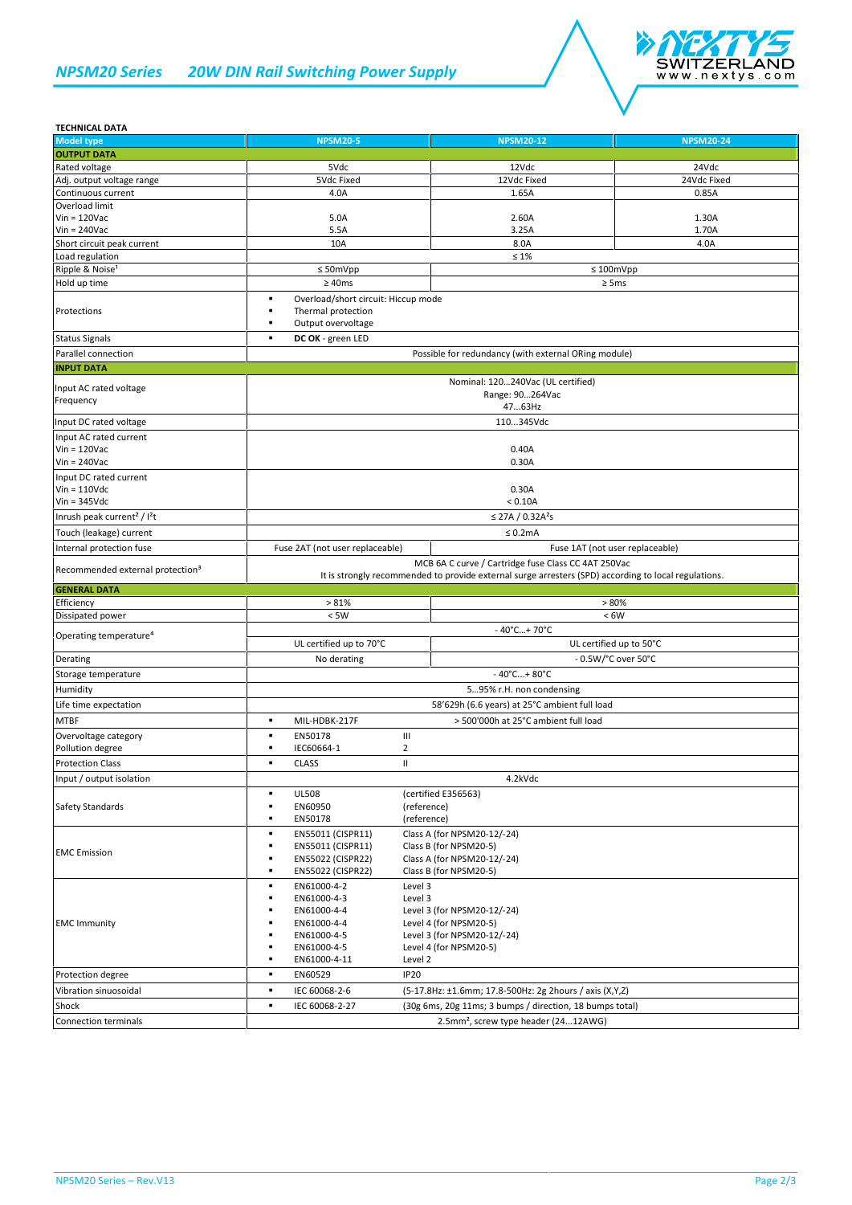# NPSM20 Series 20W DIN Rail Switching Power Supply

**TECHNICAL DATA**

| Model type | NPSM20-5 | NPSM20-12 | NPSM20-24 |
|---|---|---|---|
| **OUTPUT DATA** | | | |
| Rated voltage | 5Vdc | 12Vdc | 24Vdc |
| Adj. output voltage range | 5Vdc Fixed | 12Vdc Fixed | 24Vdc Fixed |
| Continuous current | 4.0A | 1.65A | 0.85A |
| Overload limit<br>Vin = 120Vac<br>Vin = 240Vac | <br>5.0A<br>5.5A | <br>2.60A<br>3.25A | <br>1.30A<br>1.70A |
| Short circuit peak current | 10A | 8.0A | 4.0A |
| Load regulation | ≤ 1% | | |
| Ripple & Noise[1] | ≤ 50mVpp | ≤ 100mVpp | |
| Hold up time | ≥ 40ms | ≥ 5ms | |
| Protections | ▪ Overload/short circuit: Hiccup mode<br>▪ Thermal protection<br>▪ Output overvoltage | | |
| Status Signals | ▪ **DC OK** - green LED | | |
| Parallel connection | Possible for redundancy (with external ORing module) | | |
| **INPUT DATA** | | | |
| Input AC rated voltage<br>Frequency | Nominal: 120…240Vac (UL certified)<br>Range: 90…264Vac<br>47…63Hz | | |
| Input DC rated voltage | 110…345Vdc | | |
| Input AC rated current<br>Vin = 120Vac<br>Vin = 240Vac | <br>0.40A<br>0.30A | | |
| Input DC rated current<br>Vin = 110Vdc<br>Vin = 345Vdc | <br>0.30A<br>< 0.10A | | |
| Inrush peak current[2] / $I^2t$ | ≤ 27A / 0.32$A^2$s | | |
| Touch (leakage) current | ≤ 0.2mA | | |
| Internal protection fuse | Fuse 2AT (not user replaceable) | Fuse 1AT (not user replaceable) | |
| Recommended external protection[3] | MCB 6A C curve / Cartridge fuse Class CC 4AT 250Vac<br>It is strongly recommended to provide external surge arresters (SPD) according to local regulations. | | |
| **GENERAL DATA** | | | |
| Efficiency | > 81% | > 80% | |
| Dissipated power | < 5W | < 6W | |
| Operating temperature[4] | - 40°C…+ 70°C<br>UL certified up to 70°C | UL certified up to 50°C | |
| Derating | No derating | - 0.5W/°C over 50°C | |
| Storage temperature | - 40°C…+ 80°C | | |
| Humidity | 5…95% r.H. non condensing | | |
| Life time expectation | 58'629h (6.6 years) at 25°C ambient full load | | |
| MTBF | ▪ MIL-HDBK-217F — > 500'000h at 25°C ambient full load | | |
| Overvoltage category<br>Pollution degree | ▪ EN50178 — III<br>▪ IEC60664-1 — 2 | | |
| Protection Class | ▪ CLASS — II | | |
| Input / output isolation | 4.2kVdc | | |
| Safety Standards | ▪ UL508 — (certified E356563)<br>▪ EN60950 — (reference)<br>▪ EN50178 — (reference) | | |
| EMC Emission | ▪ EN55011 (CISPR11) — Class A (for NPSM20-12/-24)<br>▪ EN55011 (CISPR11) — Class B (for NPSM20-5)<br>▪ EN55022 (CISPR22) — Class A (for NPSM20-12/-24)<br>▪ EN55022 (CISPR22) — Class B (for NPSM20-5) | | |
| EMC Immunity | ▪ EN61000-4-2 — Level 3<br>▪ EN61000-4-3 — Level 3<br>▪ EN61000-4-4 — Level 3 (for NPSM20-12/-24)<br>▪ EN61000-4-4 — Level 4 (for NPSM20-5)<br>▪ EN61000-4-5 — Level 3 (for NPSM20-12/-24)<br>▪ EN61000-4-5 — Level 4 (for NPSM20-5)<br>▪ EN61000-4-11 — Level 2 | | |
| Protection degree | ▪ EN60529 — IP20 | | |
| Vibration sinuosoidal | ▪ IEC 60068-2-6 — (5-17.8Hz: ±1.6mm; 17.8-500Hz: 2g 2hours / axis (X,Y,Z) | | |
| Shock | ▪ IEC 60068-2-27 — (30g 6ms, 20g 11ms; 3 bumps / direction, 18 bumps total) | | |
| Connection terminals | 2.5mm², screw type header (24…12AWG) | | |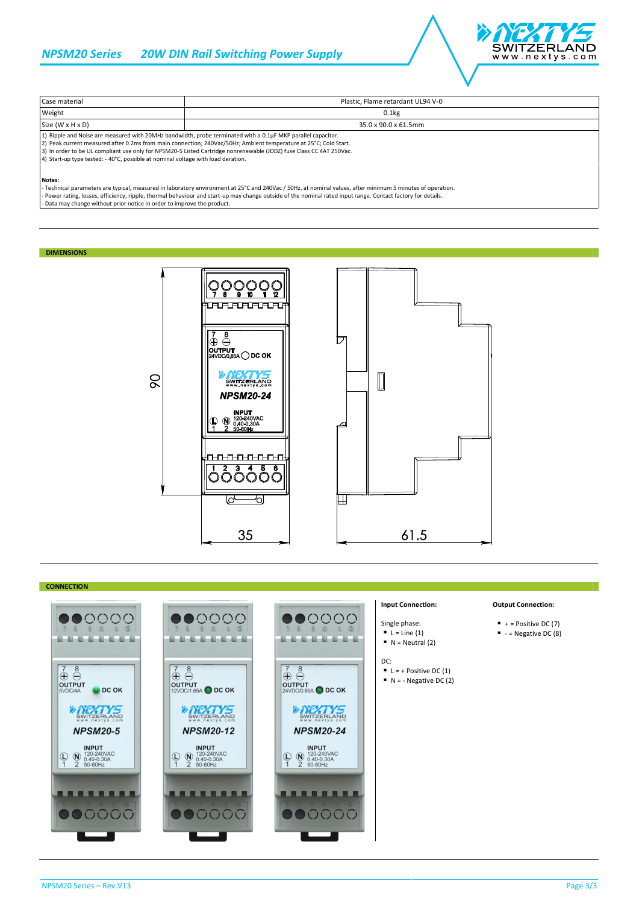| | |
|---|---|
| Case material | Plastic, Flame retardant UL94 V-0 |
| Weight | 0.1kg |
| Size (W x H x D) | 35.0 x 90.0 x 61.5mm |

1) Ripple and Noise are measured with 20MHz bandwidth, probe terminated with a 0.1µF MKP parallel capacitor.
2) Peak current measured after 0.2ms from main connection; 240Vac/50Hz; Ambient temperature at 25°C; Cold Start.
3) In order to be UL compliant use only for NPSM20-5 Listed Cartridge nonrenewable (JDDZ) fuse Class CC 4AT 250Vac.
4) Start-up type tested: - 40°C, possible at nominal voltage with load deration.

**Notes:**
- Technical parameters are typical, measured in laboratory environment at 25°C and 240Vac / 50Hz, at nominal values, after minimum 5 minutes of operation.
- Power rating, losses, efficiency, ripple, thermal behaviour and start-up may change outside of the nominal rated input range. Contact factory for details.
- Data may change without prior notice in order to improve the product.

## DIMENSIONS

90

35

61.5

## CONNECTION

**Input Connection:**

Single phase:
- L = Line (1)
- N = Neutral (2)

DC:
- L = + Positive DC (1)
- N = - Negative DC (2)

**Output Connection:**
- + = Positive DC (7)
- - = Negative DC (8)